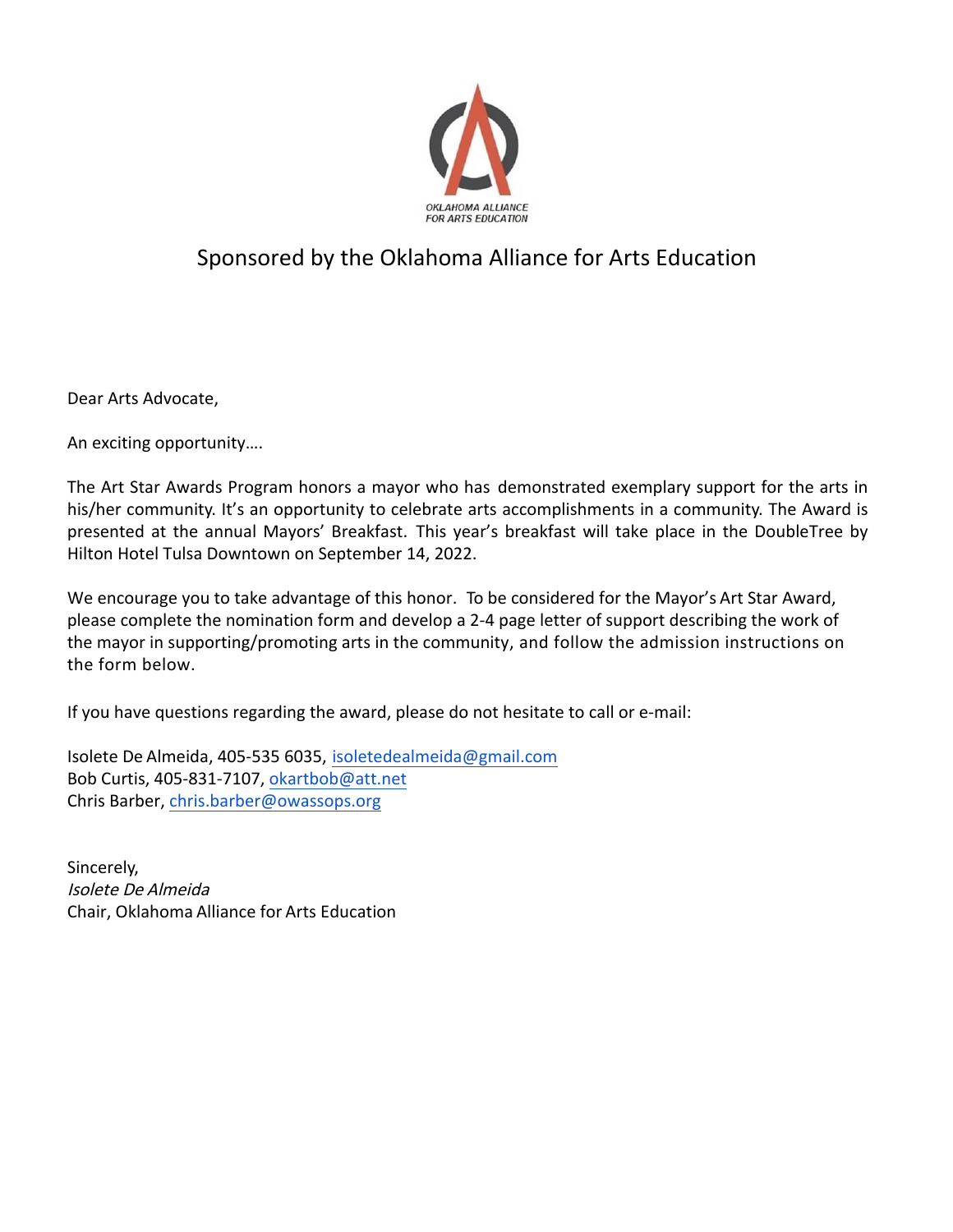OKLAHOMA ALLIANCE
FOR ARTS EDUCATION

## Sponsored by the Oklahoma Alliance for Arts Education

Dear Arts Advocate,

An exciting opportunity….

The Art Star Awards Program honors a mayor who has demonstrated exemplary support for the arts in his/her community. It's an opportunity to celebrate arts accomplishments in a community. The Award is presented at the annual Mayors' Breakfast. This year's breakfast will take place in the DoubleTree by Hilton Hotel Tulsa Downtown on September 14, 2022.

We encourage you to take advantage of this honor. To be considered for the Mayor's Art Star Award, please complete the nomination form and develop a 2-4 page letter of support describing the work of the mayor in supporting/promoting arts in the community, and follow the admission instructions on the form below.

If you have questions regarding the award, please do not hesitate to call or e-mail:

Isolete De Almeida, 405-535 6035, isoletedealmeida@gmail.com
Bob Curtis, 405-831-7107, okartbob@att.net
Chris Barber, chris.barber@owassops.org

Sincerely,
*Isolete De Almeida*
Chair, Oklahoma Alliance for Arts Education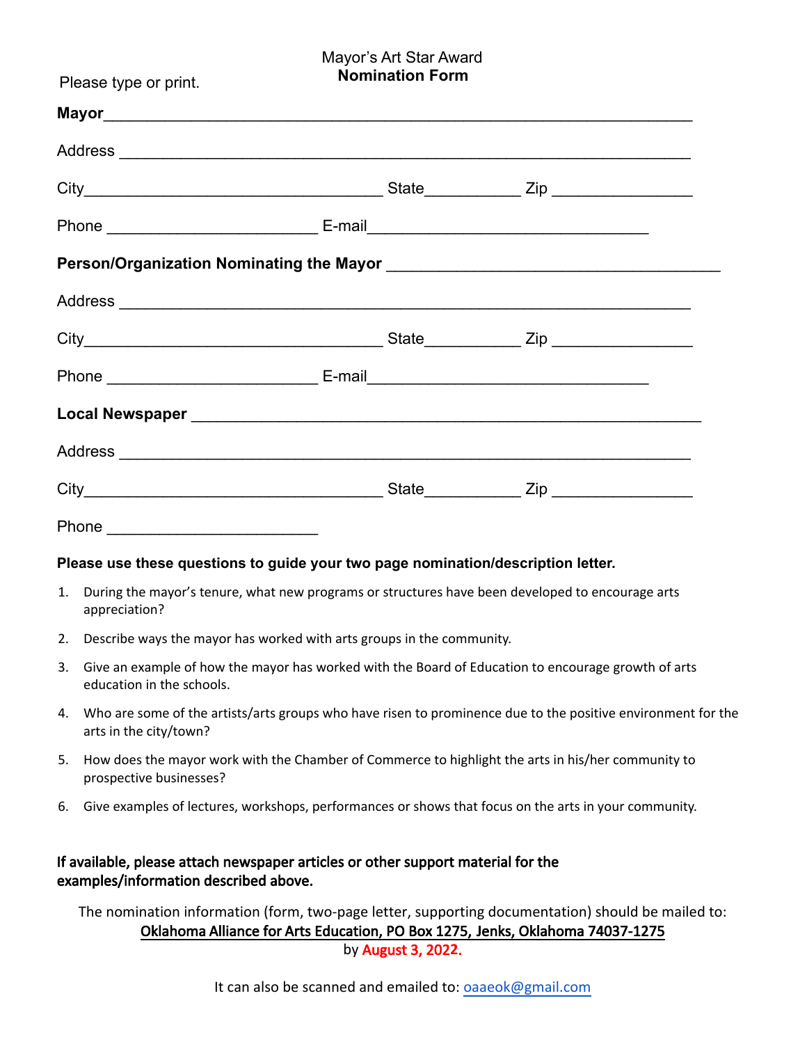Mayor's Art Star Award

**Nomination Form**

Please type or print.

**Mayor**\_\_\_\_\_\_\_\_\_\_\_\_\_\_\_\_\_\_\_\_\_\_\_\_\_\_\_\_\_\_\_\_\_\_\_\_\_\_\_\_\_\_\_\_\_\_\_\_\_\_\_\_\_\_\_\_\_\_\_\_\_\_

Address \_\_\_\_\_\_\_\_\_\_\_\_\_\_\_\_\_\_\_\_\_\_\_\_\_\_\_\_\_\_\_\_\_\_\_\_\_\_\_\_\_\_\_\_\_\_\_\_\_\_\_\_\_\_\_\_\_\_\_\_

City\_\_\_\_\_\_\_\_\_\_\_\_\_\_\_\_\_\_\_\_\_\_\_\_\_\_\_\_\_\_\_\_\_\_ State\_\_\_\_\_\_\_\_\_\_ Zip \_\_\_\_\_\_\_\_\_\_\_\_\_\_\_

Phone \_\_\_\_\_\_\_\_\_\_\_\_\_\_\_\_\_\_\_\_\_\_\_\_ E-mail\_\_\_\_\_\_\_\_\_\_\_\_\_\_\_\_\_\_\_\_\_\_\_\_\_\_\_\_\_\_\_\_

**Person/Organization Nominating the Mayor** \_\_\_\_\_\_\_\_\_\_\_\_\_\_\_\_\_\_\_\_\_\_\_\_\_\_\_\_\_\_\_\_\_\_\_\_\_\_

Address \_\_\_\_\_\_\_\_\_\_\_\_\_\_\_\_\_\_\_\_\_\_\_\_\_\_\_\_\_\_\_\_\_\_\_\_\_\_\_\_\_\_\_\_\_\_\_\_\_\_\_\_\_\_\_\_\_\_\_\_

City\_\_\_\_\_\_\_\_\_\_\_\_\_\_\_\_\_\_\_\_\_\_\_\_\_\_\_\_\_\_\_\_\_\_ State\_\_\_\_\_\_\_\_\_\_ Zip \_\_\_\_\_\_\_\_\_\_\_\_\_\_\_

Phone \_\_\_\_\_\_\_\_\_\_\_\_\_\_\_\_\_\_\_\_\_\_\_\_ E-mail\_\_\_\_\_\_\_\_\_\_\_\_\_\_\_\_\_\_\_\_\_\_\_\_\_\_\_\_\_\_\_\_

**Local Newspaper** \_\_\_\_\_\_\_\_\_\_\_\_\_\_\_\_\_\_\_\_\_\_\_\_\_\_\_\_\_\_\_\_\_\_\_\_\_\_\_\_\_\_\_\_\_\_\_\_\_\_\_\_\_\_\_\_

Address \_\_\_\_\_\_\_\_\_\_\_\_\_\_\_\_\_\_\_\_\_\_\_\_\_\_\_\_\_\_\_\_\_\_\_\_\_\_\_\_\_\_\_\_\_\_\_\_\_\_\_\_\_\_\_\_\_\_\_\_

City\_\_\_\_\_\_\_\_\_\_\_\_\_\_\_\_\_\_\_\_\_\_\_\_\_\_\_\_\_\_\_\_\_\_ State\_\_\_\_\_\_\_\_\_\_ Zip \_\_\_\_\_\_\_\_\_\_\_\_\_\_\_

Phone \_\_\_\_\_\_\_\_\_\_\_\_\_\_\_\_\_\_\_\_\_\_\_\_

**Please use these questions to guide your two page nomination/description letter.**

1. During the mayor's tenure, what new programs or structures have been developed to encourage arts appreciation?
2. Describe ways the mayor has worked with arts groups in the community.
3. Give an example of how the mayor has worked with the Board of Education to encourage growth of arts education in the schools.
4. Who are some of the artists/arts groups who have risen to prominence due to the positive environment for the arts in the city/town?
5. How does the mayor work with the Chamber of Commerce to highlight the arts in his/her community to prospective businesses?
6. Give examples of lectures, workshops, performances or shows that focus on the arts in your community.

**If available, please attach newspaper articles or other support material for the examples/information described above.**

The nomination information (form, two-page letter, supporting documentation) should be mailed to:
Oklahoma Alliance for Arts Education, PO Box 1275, Jenks, Oklahoma 74037-1275
by **August 3, 2022.**

It can also be scanned and emailed to: oaaeok@gmail.com